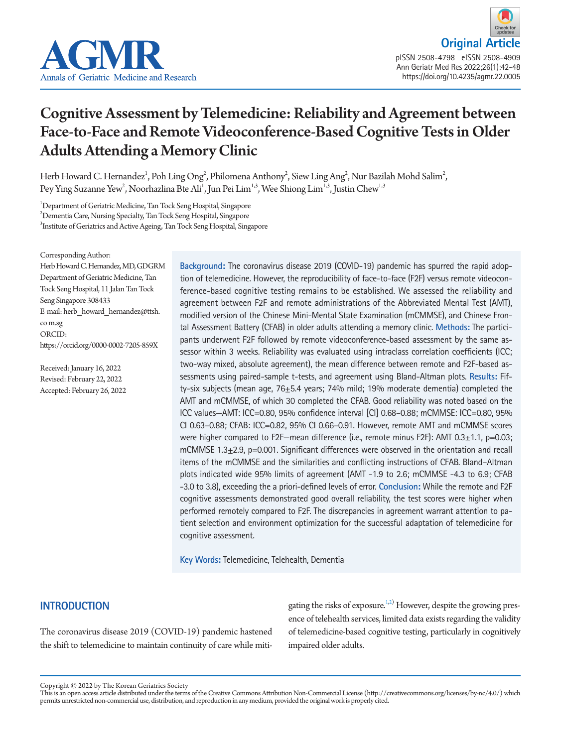Original Article

# Cognitive Assessment by Telemedicine: Reliability and Agreement between Face-to-Face and Remote Videoconference-Based Cognitive Tests in Older Adults Attending a Memory Clinic

Herb Howard C. Hernandez[1], Poh Ling Ong[2], Philomena Anthony[2], Siew Ling Ang[2], Nur Bazilah Mohd Salim[2], Pey Ying Suzanne Yew[2], Noorhazlina Bte Ali[1], Jun Pei Lim[1,3], Wee Shiong Lim[1,3], Justin Chew[1,3]

[1]Department of Geriatric Medicine, Tan Tock Seng Hospital, Singapore
[2]Dementia Care, Nursing Specialty, Tan Tock Seng Hospital, Singapore
[3]Institute of Geriatrics and Active Ageing, Tan Tock Seng Hospital, Singapore

Corresponding Author:
Herb Howard C. Hernandez, MD, GDGRM
Department of Geriatric Medicine, Tan Tock Seng Hospital, 11 Jalan Tan Tock Seng Singapore 308433
E-mail: herb_howard_hernandez@ttsh.com.sg
ORCID:
https://orcid.org/0000-0002-7205-859X

Received: January 16, 2022
Revised: February 22, 2022
Accepted: February 26, 2022

**Background:** The coronavirus disease 2019 (COVID-19) pandemic has spurred the rapid adoption of telemedicine. However, the reproducibility of face-to-face (F2F) versus remote videoconference-based cognitive testing remains to be established. We assessed the reliability and agreement between F2F and remote administrations of the Abbreviated Mental Test (AMT), modified version of the Chinese Mini-Mental State Examination (mCMMSE), and Chinese Frontal Assessment Battery (CFAB) in older adults attending a memory clinic. **Methods:** The participants underwent F2F followed by remote videoconference-based assessment by the same assessor within 3 weeks. Reliability was evaluated using intraclass correlation coefficients (ICC; two-way mixed, absolute agreement), the mean difference between remote and F2F-based assessments using paired-sample t-tests, and agreement using Bland-Altman plots. **Results:** Fifty-six subjects (mean age, 76±5.4 years; 74% mild; 19% moderate dementia) completed the AMT and mCMMSE, of which 30 completed the CFAB. Good reliability was noted based on the ICC values—AMT: ICC=0.80, 95% confidence interval [CI] 0.68–0.88; mCMMSE: ICC=0.80, 95% CI 0.63–0.88; CFAB: ICC=0.82, 95% CI 0.66–0.91. However, remote AMT and mCMMSE scores were higher compared to F2F—mean difference (i.e., remote minus F2F): AMT 0.3±1.1, p=0.03; mCMMSE 1.3±2.9, p=0.001. Significant differences were observed in the orientation and recall items of the mCMMSE and the similarities and conflicting instructions of CFAB. Bland–Altman plots indicated wide 95% limits of agreement (AMT -1.9 to 2.6; mCMMSE -4.3 to 6.9; CFAB -3.0 to 3.8), exceeding the a priori-defined levels of error. **Conclusion:** While the remote and F2F cognitive assessments demonstrated good overall reliability, the test scores were higher when performed remotely compared to F2F. The discrepancies in agreement warrant attention to patient selection and environment optimization for the successful adaptation of telemedicine for cognitive assessment.

**Key Words:** Telemedicine, Telehealth, Dementia

## INTRODUCTION

The coronavirus disease 2019 (COVID-19) pandemic hastened the shift to telemedicine to maintain continuity of care while mitigating the risks of exposure.[1,2] However, despite the growing presence of telehealth services, limited data exists regarding the validity of telemedicine-based cognitive testing, particularly in cognitively impaired older adults.

Copyright © 2022 by The Korean Geriatrics Society
This is an open access article distributed under the terms of the Creative Commons Attribution Non-Commercial License (http://creativecommons.org/licenses/by-nc/4.0/) which permits unrestricted non-commercial use, distribution, and reproduction in any medium, provided the original work is properly cited.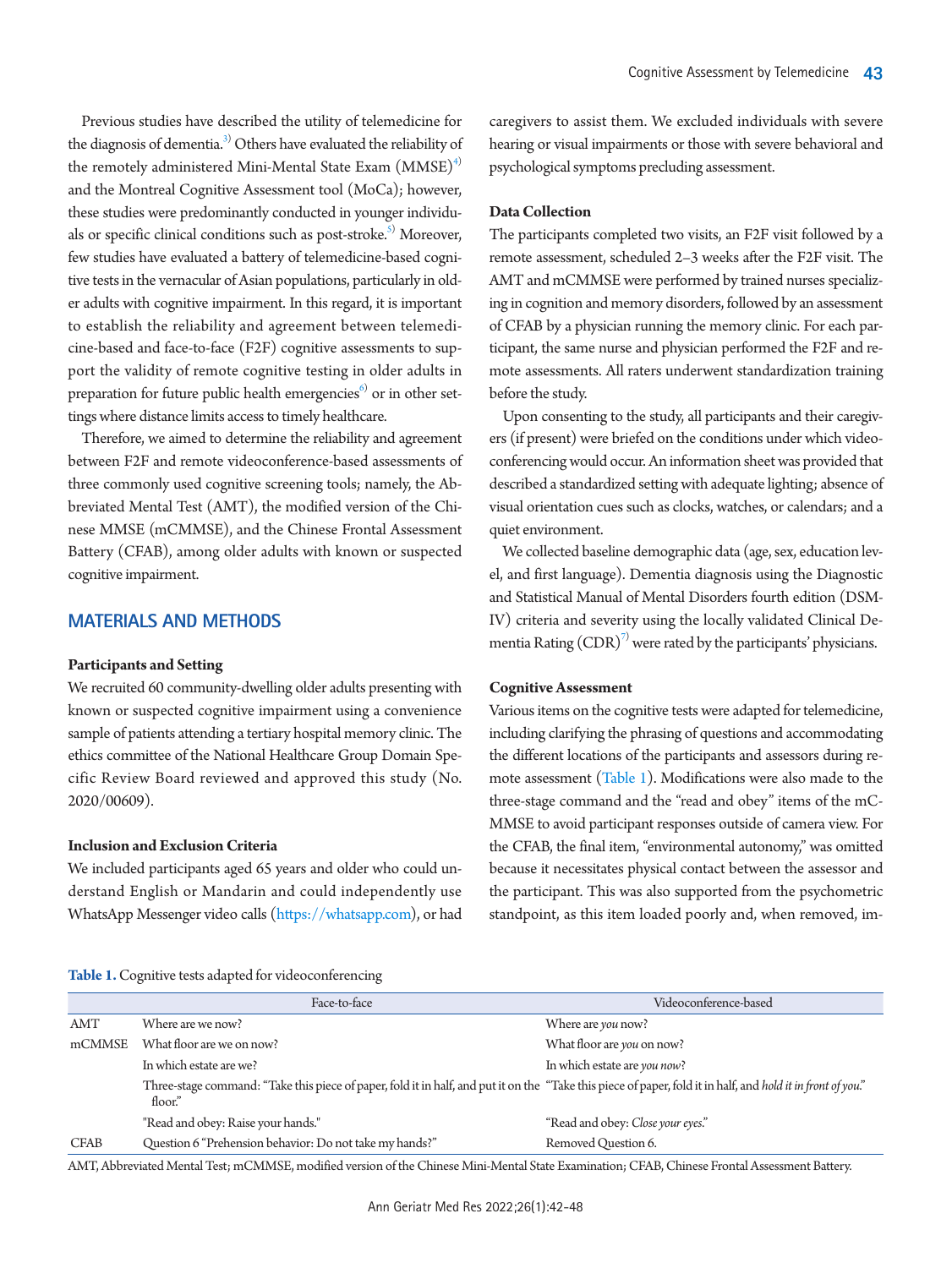Previous studies have described the utility of telemedicine for the diagnosis of dementia.[3] Others have evaluated the reliability of the remotely administered Mini-Mental State Exam (MMSE)[4] and the Montreal Cognitive Assessment tool (MoCa); however, these studies were predominantly conducted in younger individuals or specific clinical conditions such as post-stroke.[5] Moreover, few studies have evaluated a battery of telemedicine-based cognitive tests in the vernacular of Asian populations, particularly in older adults with cognitive impairment. In this regard, it is important to establish the reliability and agreement between telemedicine-based and face-to-face (F2F) cognitive assessments to support the validity of remote cognitive testing in older adults in preparation for future public health emergencies[6] or in other settings where distance limits access to timely healthcare.

Therefore, we aimed to determine the reliability and agreement between F2F and remote videoconference-based assessments of three commonly used cognitive screening tools; namely, the Abbreviated Mental Test (AMT), the modified version of the Chinese MMSE (mCMMSE), and the Chinese Frontal Assessment Battery (CFAB), among older adults with known or suspected cognitive impairment.

## MATERIALS AND METHODS

### Participants and Setting

We recruited 60 community-dwelling older adults presenting with known or suspected cognitive impairment using a convenience sample of patients attending a tertiary hospital memory clinic. The ethics committee of the National Healthcare Group Domain Specific Review Board reviewed and approved this study (No. 2020/00609).

### Inclusion and Exclusion Criteria

We included participants aged 65 years and older who could understand English or Mandarin and could independently use WhatsApp Messenger video calls (https://whatsapp.com), or had caregivers to assist them. We excluded individuals with severe hearing or visual impairments or those with severe behavioral and psychological symptoms precluding assessment.

### Data Collection

The participants completed two visits, an F2F visit followed by a remote assessment, scheduled 2–3 weeks after the F2F visit. The AMT and mCMMSE were performed by trained nurses specializing in cognition and memory disorders, followed by an assessment of CFAB by a physician running the memory clinic. For each participant, the same nurse and physician performed the F2F and remote assessments. All raters underwent standardization training before the study.

Upon consenting to the study, all participants and their caregivers (if present) were briefed on the conditions under which videoconferencing would occur. An information sheet was provided that described a standardized setting with adequate lighting; absence of visual orientation cues such as clocks, watches, or calendars; and a quiet environment.

We collected baseline demographic data (age, sex, education level, and first language). Dementia diagnosis using the Diagnostic and Statistical Manual of Mental Disorders fourth edition (DSM-IV) criteria and severity using the locally validated Clinical Dementia Rating (CDR)[7] were rated by the participants' physicians.

### Cognitive Assessment

Various items on the cognitive tests were adapted for telemedicine, including clarifying the phrasing of questions and accommodating the different locations of the participants and assessors during remote assessment (Table 1). Modifications were also made to the three-stage command and the "read and obey" items of the mCMMSE to avoid participant responses outside of camera view. For the CFAB, the final item, "environmental autonomy," was omitted because it necessitates physical contact between the assessor and the participant. This was also supported from the psychometric standpoint, as this item loaded poorly and, when removed, im-

**Table 1.** Cognitive tests adapted for videoconferencing

| | Face-to-face | Videoconference-based |
|---|---|---|
| AMT | Where are we now? | Where are *you* now? |
| mCMMSE | What floor are we on now? | What floor are *you* on now? |
| | In which estate are we? | In which estate are *you now*? |
| | Three-stage command: "Take this piece of paper, fold it in half, and put it on the floor." | "Take this piece of paper, fold it in half, and *hold it in front of you*." |
| | "Read and obey: Raise your hands." | "Read and obey: *Close your eyes*." |
| CFAB | Question 6 "Prehension behavior: Do not take my hands?" | Removed Question 6. |

AMT, Abbreviated Mental Test; mCMMSE, modified version of the Chinese Mini-Mental State Examination; CFAB, Chinese Frontal Assessment Battery.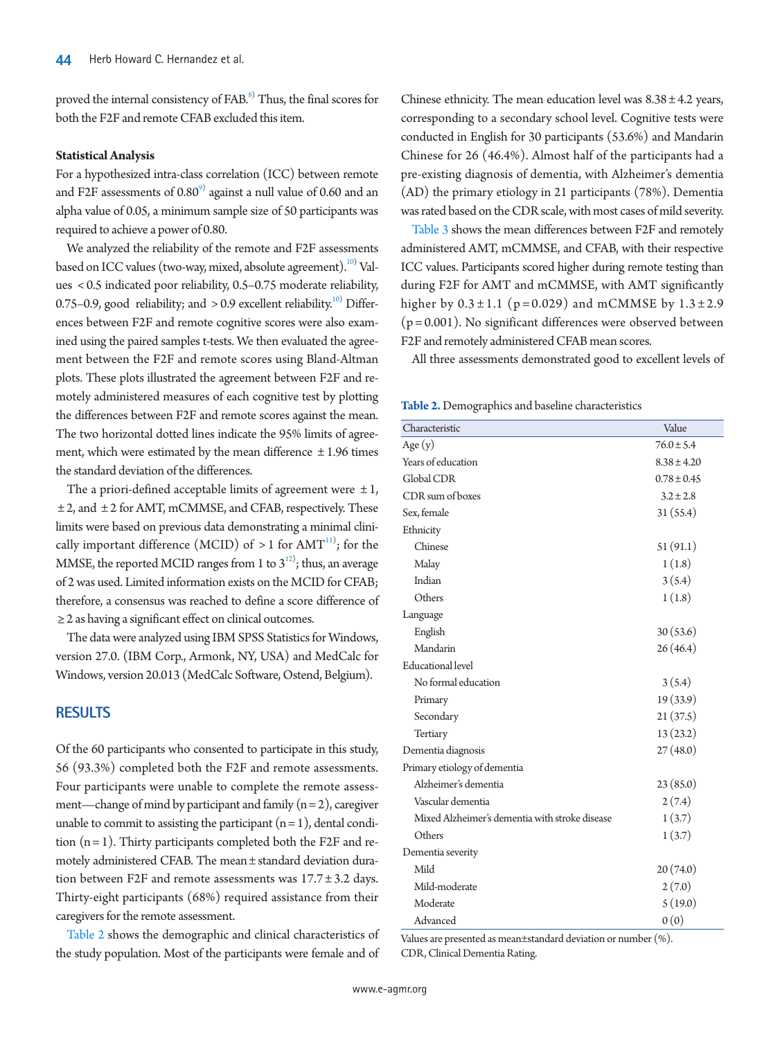proved the internal consistency of FAB.[8] Thus, the final scores for both the F2F and remote CFAB excluded this item.

**Statistical Analysis**

For a hypothesized intra-class correlation (ICC) between remote and F2F assessments of 0.80[9] against a null value of 0.60 and an alpha value of 0.05, a minimum sample size of 50 participants was required to achieve a power of 0.80.

We analyzed the reliability of the remote and F2F assessments based on ICC values (two-way, mixed, absolute agreement).[10] Values <0.5 indicated poor reliability, 0.5–0.75 moderate reliability, 0.75–0.9, good reliability; and >0.9 excellent reliability.[10] Differences between F2F and remote cognitive scores were also examined using the paired samples t-tests. We then evaluated the agreement between the F2F and remote scores using Bland-Altman plots. These plots illustrated the agreement between F2F and remotely administered measures of each cognitive test by plotting the differences between F2F and remote scores against the mean. The two horizontal dotted lines indicate the 95% limits of agreement, which were estimated by the mean difference ±1.96 times the standard deviation of the differences.

The a priori-defined acceptable limits of agreement were ±1, ±2, and ±2 for AMT, mCMMSE, and CFAB, respectively. These limits were based on previous data demonstrating a minimal clinically important difference (MCID) of >1 for AMT[11]; for the MMSE, the reported MCID ranges from 1 to 3[12]; thus, an average of 2 was used. Limited information exists on the MCID for CFAB; therefore, a consensus was reached to define a score difference of ≥2 as having a significant effect on clinical outcomes.

The data were analyzed using IBM SPSS Statistics for Windows, version 27.0. (IBM Corp., Armonk, NY, USA) and MedCalc for Windows, version 20.013 (MedCalc Software, Ostend, Belgium).

## RESULTS

Of the 60 participants who consented to participate in this study, 56 (93.3%) completed both the F2F and remote assessments. Four participants were unable to complete the remote assessment—change of mind by participant and family (n=2), caregiver unable to commit to assisting the participant (n=1), dental condition (n=1). Thirty participants completed both the F2F and remotely administered CFAB. The mean±standard deviation duration between F2F and remote assessments was 17.7±3.2 days. Thirty-eight participants (68%) required assistance from their caregivers for the remote assessment.

Table 2 shows the demographic and clinical characteristics of the study population. Most of the participants were female and of Chinese ethnicity. The mean education level was 8.38±4.2 years, corresponding to a secondary school level. Cognitive tests were conducted in English for 30 participants (53.6%) and Mandarin Chinese for 26 (46.4%). Almost half of the participants had a pre-existing diagnosis of dementia, with Alzheimer's dementia (AD) the primary etiology in 21 participants (78%). Dementia was rated based on the CDR scale, with most cases of mild severity.

Table 3 shows the mean differences between F2F and remotely administered AMT, mCMMSE, and CFAB, with their respective ICC values. Participants scored higher during remote testing than during F2F for AMT and mCMMSE, with AMT significantly higher by 0.3±1.1 (p=0.029) and mCMMSE by 1.3±2.9 (p=0.001). No significant differences were observed between F2F and remotely administered CFAB mean scores.

All three assessments demonstrated good to excellent levels of

**Table 2.** Demographics and baseline characteristics

| Characteristic | Value |
|---|---|
| Age (y) | 76.0±5.4 |
| Years of education | 8.38±4.20 |
| Global CDR | 0.78±0.45 |
| CDR sum of boxes | 3.2±2.8 |
| Sex, female | 31 (55.4) |
| Ethnicity | |
| Chinese | 51 (91.1) |
| Malay | 1 (1.8) |
| Indian | 3 (5.4) |
| Others | 1 (1.8) |
| Language | |
| English | 30 (53.6) |
| Mandarin | 26 (46.4) |
| Educational level | |
| No formal education | 3 (5.4) |
| Primary | 19 (33.9) |
| Secondary | 21 (37.5) |
| Tertiary | 13 (23.2) |
| Dementia diagnosis | 27 (48.0) |
| Primary etiology of dementia | |
| Alzheimer's dementia | 23 (85.0) |
| Vascular dementia | 2 (7.4) |
| Mixed Alzheimer's dementia with stroke disease | 1 (3.7) |
| Others | 1 (3.7) |
| Dementia severity | |
| Mild | 20 (74.0) |
| Mild-moderate | 2 (7.0) |
| Moderate | 5 (19.0) |
| Advanced | 0 (0) |

Values are presented as mean±standard deviation or number (%).
CDR, Clinical Dementia Rating.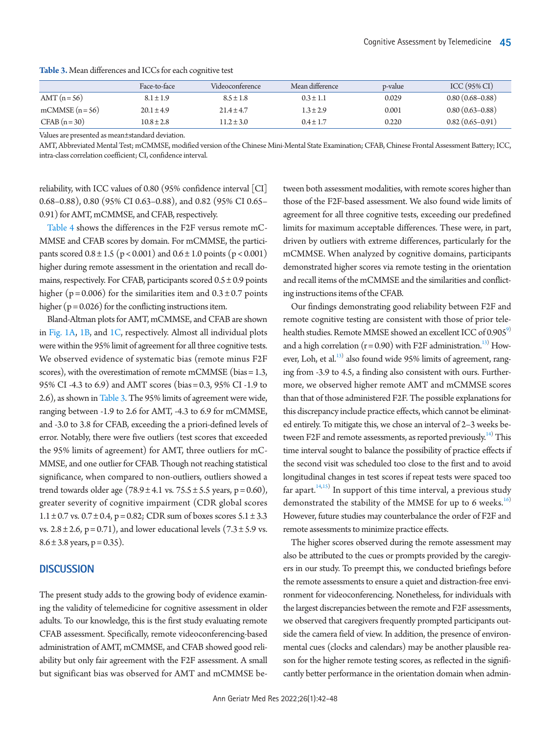**Table 3.** Mean differences and ICCs for each cognitive test

| | Face-to-face | Videoconference | Mean difference | p-value | ICC (95% CI) |
|---|---|---|---|---|---|
| AMT (n = 56) | 8.1 ± 1.9 | 8.5 ± 1.8 | 0.3 ± 1.1 | 0.029 | 0.80 (0.68–0.88) |
| mCMMSE (n = 56) | 20.1 ± 4.9 | 21.4 ± 4.7 | 1.3 ± 2.9 | 0.001 | 0.80 (0.63–0.88) |
| CFAB (n = 30) | 10.8 ± 2.8 | 11.2 ± 3.0 | 0.4 ± 1.7 | 0.220 | 0.82 (0.65–0.91) |

Values are presented as mean±standard deviation.

AMT, Abbreviated Mental Test; mCMMSE, modified version of the Chinese Mini-Mental State Examination; CFAB, Chinese Frontal Assessment Battery; ICC, intra-class correlation coefficient; CI, confidence interval.

reliability, with ICC values of 0.80 (95% confidence interval [CI] 0.68–0.88), 0.80 (95% CI 0.63–0.88), and 0.82 (95% CI 0.65–0.91) for AMT, mCMMSE, and CFAB, respectively.

Table 4 shows the differences in the F2F versus remote mCMMSE and CFAB scores by domain. For mCMMSE, the participants scored 0.8 ± 1.5 ($p < 0.001$) and 0.6 ± 1.0 points ($p < 0.001$) higher during remote assessment in the orientation and recall domains, respectively. For CFAB, participants scored 0.5 ± 0.9 points higher ($p = 0.006$) for the similarities item and 0.3 ± 0.7 points higher ($p = 0.026$) for the conflicting instructions item.

Bland-Altman plots for AMT, mCMMSE, and CFAB are shown in Fig. 1A, 1B, and 1C, respectively. Almost all individual plots were within the 95% limit of agreement for all three cognitive tests. We observed evidence of systematic bias (remote minus F2F scores), with the overestimation of remote mCMMSE (bias = 1.3, 95% CI -4.3 to 6.9) and AMT scores (bias = 0.3, 95% CI -1.9 to 2.6), as shown in Table 3. The 95% limits of agreement were wide, ranging between -1.9 to 2.6 for AMT, -4.3 to 6.9 for mCMMSE, and -3.0 to 3.8 for CFAB, exceeding the a priori-defined levels of error. Notably, there were five outliers (test scores that exceeded the 95% limits of agreement) for AMT, three outliers for mCMMSE, and one outlier for CFAB. Though not reaching statistical significance, when compared to non-outliers, outliers showed a trend towards older age (78.9 ± 4.1 vs. 75.5 ± 5.5 years, $p = 0.60$), greater severity of cognitive impairment (CDR global scores 1.1 ± 0.7 vs. 0.7 ± 0.4, $p = 0.82$; CDR sum of boxes scores 5.1 ± 3.3 vs. 2.8 ± 2.6, $p = 0.71$), and lower educational levels (7.3 ± 5.9 vs. 8.6 ± 3.8 years, $p = 0.35$).

## DISCUSSION

The present study adds to the growing body of evidence examining the validity of telemedicine for cognitive assessment in older adults. To our knowledge, this is the first study evaluating remote CFAB assessment. Specifically, remote videoconferencing-based administration of AMT, mCMMSE, and CFAB showed good reliability but only fair agreement with the F2F assessment. A small but significant bias was observed for AMT and mCMMSE between both assessment modalities, with remote scores higher than those of the F2F-based assessment. We also found wide limits of agreement for all three cognitive tests, exceeding our predefined limits for maximum acceptable differences. These were, in part, driven by outliers with extreme differences, particularly for the mCMMSE. When analyzed by cognitive domains, participants demonstrated higher scores via remote testing in the orientation and recall items of the mCMMSE and the similarities and conflicting instructions items of the CFAB.

Our findings demonstrating good reliability between F2F and remote cognitive testing are consistent with those of prior telehealth studies. Remote MMSE showed an excellent ICC of 0.905[9] and a high correlation ($r = 0.90$) with F2F administration.[13] However, Loh, et al.[13] also found wide 95% limits of agreement, ranging from -3.9 to 4.5, a finding also consistent with ours. Furthermore, we observed higher remote AMT and mCMMSE scores than that of those administered F2F. The possible explanations for this discrepancy include practice effects, which cannot be eliminated entirely. To mitigate this, we chose an interval of 2–3 weeks between F2F and remote assessments, as reported previously.[14] This time interval sought to balance the possibility of practice effects if the second visit was scheduled too close to the first and to avoid longitudinal changes in test scores if repeat tests were spaced too far apart.[14,15] In support of this time interval, a previous study demonstrated the stability of the MMSE for up to 6 weeks.[16] However, future studies may counterbalance the order of F2F and remote assessments to minimize practice effects.

The higher scores observed during the remote assessment may also be attributed to the cues or prompts provided by the caregivers in our study. To preempt this, we conducted briefings before the remote assessments to ensure a quiet and distraction-free environment for videoconferencing. Nonetheless, for individuals with the largest discrepancies between the remote and F2F assessments, we observed that caregivers frequently prompted participants outside the camera field of view. In addition, the presence of environmental cues (clocks and calendars) may be another plausible reason for the higher remote testing scores, as reflected in the significantly better performance in the orientation domain when admin-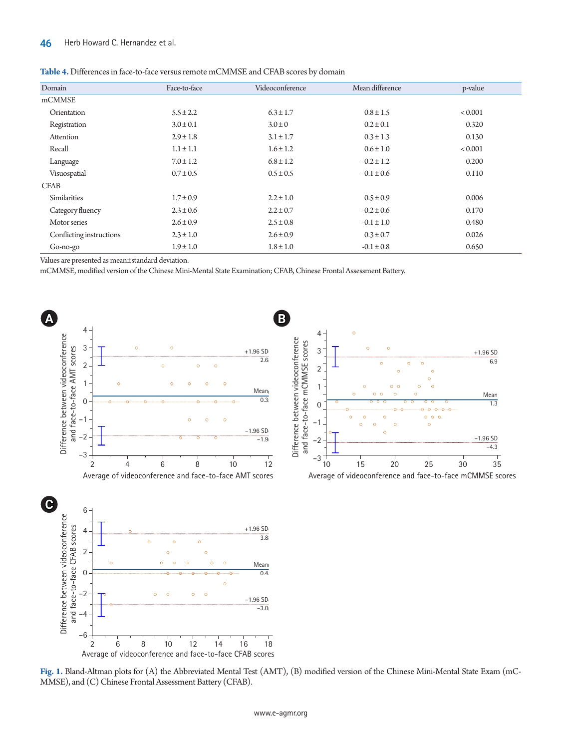**Table 4.** Differences in face-to-face versus remote mCMMSE and CFAB scores by domain

| Domain | Face-to-face | Videoconference | Mean difference | p-value |
|---|---|---|---|---|
| mCMMSE | | | | |
| Orientation | 5.5±2.2 | 6.3±1.7 | 0.8±1.5 | <0.001 |
| Registration | 3.0±0.1 | 3.0±0 | 0.2±0.1 | 0.320 |
| Attention | 2.9±1.8 | 3.1±1.7 | 0.3±1.3 | 0.130 |
| Recall | 1.1±1.1 | 1.6±1.2 | 0.6±1.0 | <0.001 |
| Language | 7.0±1.2 | 6.8±1.2 | -0.2±1.2 | 0.200 |
| Visuospatial | 0.7±0.5 | 0.5±0.5 | -0.1±0.6 | 0.110 |
| CFAB | | | | |
| Similarities | 1.7±0.9 | 2.2±1.0 | 0.5±0.9 | 0.006 |
| Category fluency | 2.3±0.6 | 2.2±0.7 | -0.2±0.6 | 0.170 |
| Motor series | 2.6±0.9 | 2.5±0.8 | -0.1±1.0 | 0.480 |
| Conflicting instructions | 2.3±1.0 | 2.6±0.9 | 0.3±0.7 | 0.026 |
| Go-no-go | 1.9±1.0 | 1.8±1.0 | -0.1±0.8 | 0.650 |

Values are presented as mean±standard deviation.
mCMMSE, modified version of the Chinese Mini-Mental State Examination; CFAB, Chinese Frontal Assessment Battery.

**Fig. 1.** Bland-Altman plots for (A) the Abbreviated Mental Test (AMT), (B) modified version of the Chinese Mini-Mental State Exam (mCMMSE), and (C) Chinese Frontal Assessment Battery (CFAB).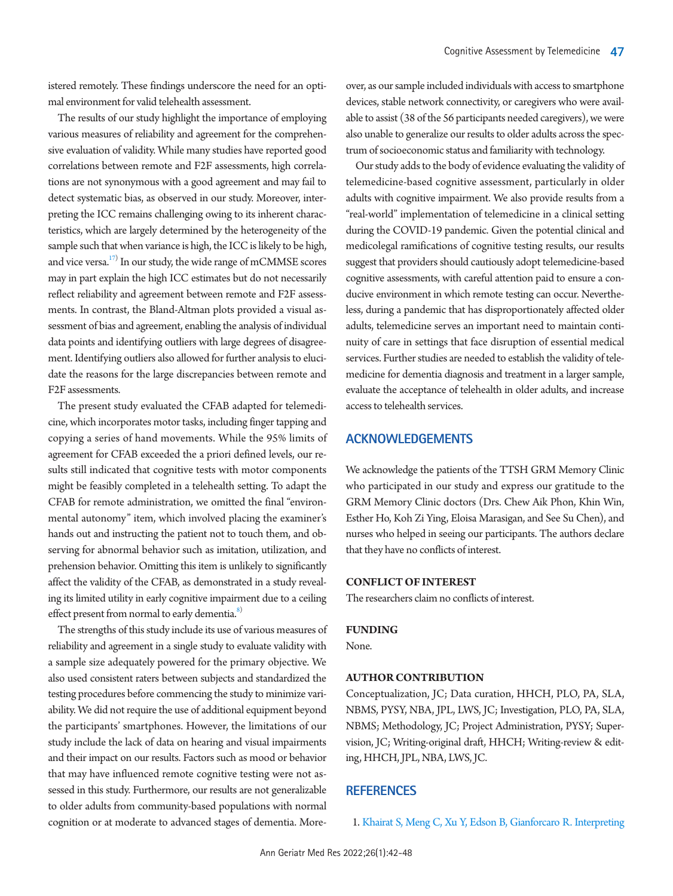istered remotely. These findings underscore the need for an optimal environment for valid telehealth assessment.

The results of our study highlight the importance of employing various measures of reliability and agreement for the comprehensive evaluation of validity. While many studies have reported good correlations between remote and F2F assessments, high correlations are not synonymous with a good agreement and may fail to detect systematic bias, as observed in our study. Moreover, interpreting the ICC remains challenging owing to its inherent characteristics, which are largely determined by the heterogeneity of the sample such that when variance is high, the ICC is likely to be high, and vice versa.[17] In our study, the wide range of mCMMSE scores may in part explain the high ICC estimates but do not necessarily reflect reliability and agreement between remote and F2F assessments. In contrast, the Bland-Altman plots provided a visual assessment of bias and agreement, enabling the analysis of individual data points and identifying outliers with large degrees of disagreement. Identifying outliers also allowed for further analysis to elucidate the reasons for the large discrepancies between remote and F2F assessments.

The present study evaluated the CFAB adapted for telemedicine, which incorporates motor tasks, including finger tapping and copying a series of hand movements. While the 95% limits of agreement for CFAB exceeded the a priori defined levels, our results still indicated that cognitive tests with motor components might be feasibly completed in a telehealth setting. To adapt the CFAB for remote administration, we omitted the final "environmental autonomy" item, which involved placing the examiner's hands out and instructing the patient not to touch them, and observing for abnormal behavior such as imitation, utilization, and prehension behavior. Omitting this item is unlikely to significantly affect the validity of the CFAB, as demonstrated in a study revealing its limited utility in early cognitive impairment due to a ceiling effect present from normal to early dementia.[8]

The strengths of this study include its use of various measures of reliability and agreement in a single study to evaluate validity with a sample size adequately powered for the primary objective. We also used consistent raters between subjects and standardized the testing procedures before commencing the study to minimize variability. We did not require the use of additional equipment beyond the participants' smartphones. However, the limitations of our study include the lack of data on hearing and visual impairments and their impact on our results. Factors such as mood or behavior that may have influenced remote cognitive testing were not assessed in this study. Furthermore, our results are not generalizable to older adults from community-based populations with normal cognition or at moderate to advanced stages of dementia. Moreover, as our sample included individuals with access to smartphone devices, stable network connectivity, or caregivers who were available to assist (38 of the 56 participants needed caregivers), we were also unable to generalize our results to older adults across the spectrum of socioeconomic status and familiarity with technology.

Our study adds to the body of evidence evaluating the validity of telemedicine-based cognitive assessment, particularly in older adults with cognitive impairment. We also provide results from a "real-world" implementation of telemedicine in a clinical setting during the COVID-19 pandemic. Given the potential clinical and medicolegal ramifications of cognitive testing results, our results suggest that providers should cautiously adopt telemedicine-based cognitive assessments, with careful attention paid to ensure a conducive environment in which remote testing can occur. Nevertheless, during a pandemic that has disproportionately affected older adults, telemedicine serves an important need to maintain continuity of care in settings that face disruption of essential medical services. Further studies are needed to establish the validity of telemedicine for dementia diagnosis and treatment in a larger sample, evaluate the acceptance of telehealth in older adults, and increase access to telehealth services.

## ACKNOWLEDGEMENTS

We acknowledge the patients of the TTSH GRM Memory Clinic who participated in our study and express our gratitude to the GRM Memory Clinic doctors (Drs. Chew Aik Phon, Khin Win, Esther Ho, Koh Zi Ying, Eloisa Marasigan, and See Su Chen), and nurses who helped in seeing our participants. The authors declare that they have no conflicts of interest.

### CONFLICT OF INTEREST

The researchers claim no conflicts of interest.

### FUNDING

None.

### AUTHOR CONTRIBUTION

Conceptualization, JC; Data curation, HHCH, PLO, PA, SLA, NBMS, PYSY, NBA, JPL, LWS, JC; Investigation, PLO, PA, SLA, NBMS; Methodology, JC; Project Administration, PYSY; Supervision, JC; Writing-original draft, HHCH; Writing-review & editing, HHCH, JPL, NBA, LWS, JC.

## REFERENCES

1. Khairat S, Meng C, Xu Y, Edson B, Gianforcaro R. Interpreting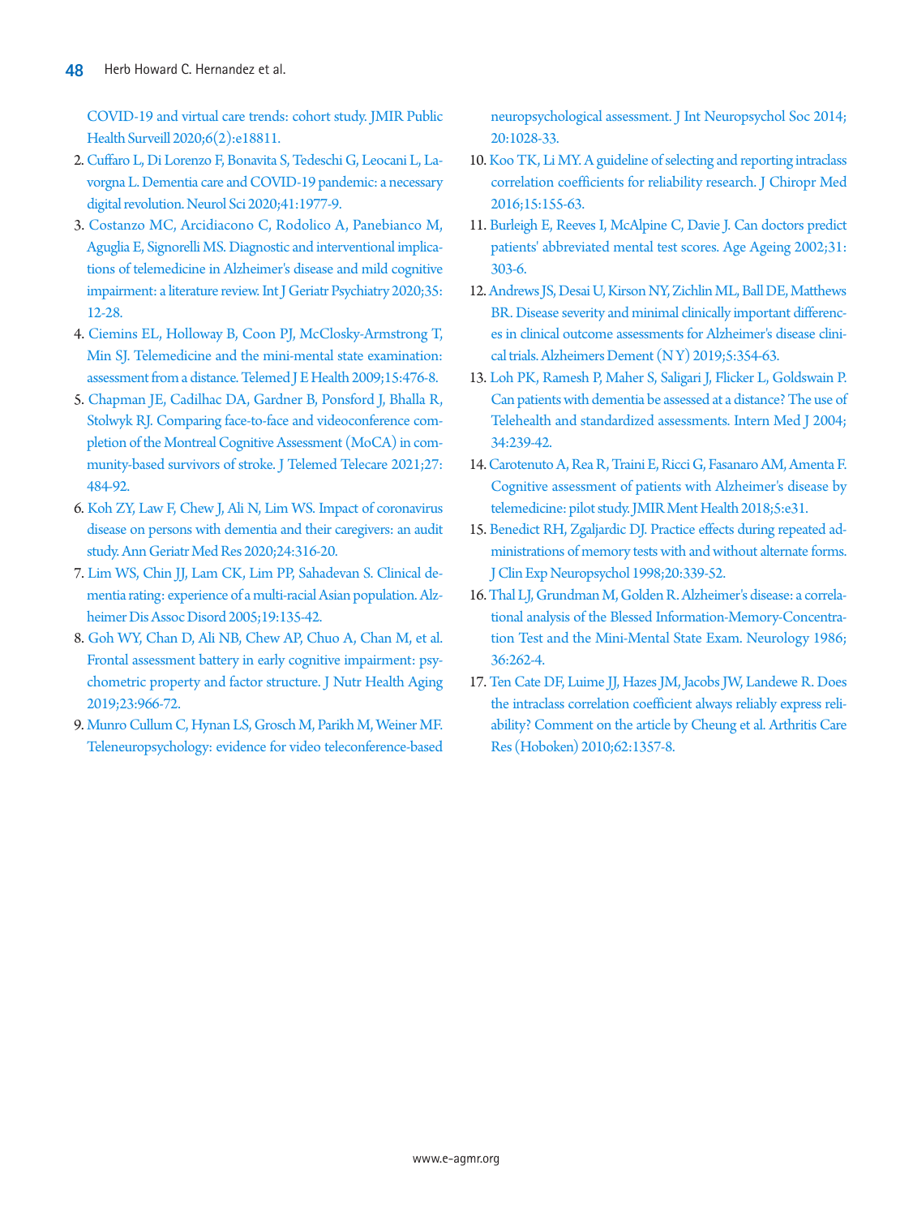COVID-19 and virtual care trends: cohort study. JMIR Public Health Surveill 2020;6(2):e18811.

2. Cuffaro L, Di Lorenzo F, Bonavita S, Tedeschi G, Leocani L, Lavorgna L. Dementia care and COVID-19 pandemic: a necessary digital revolution. Neurol Sci 2020;41:1977-9.
3. Costanzo MC, Arcidiacono C, Rodolico A, Panebianco M, Aguglia E, Signorelli MS. Diagnostic and interventional implications of telemedicine in Alzheimer's disease and mild cognitive impairment: a literature review. Int J Geriatr Psychiatry 2020;35:12-28.
4. Ciemins EL, Holloway B, Coon PJ, McClosky-Armstrong T, Min SJ. Telemedicine and the mini-mental state examination: assessment from a distance. Telemed J E Health 2009;15:476-8.
5. Chapman JE, Cadilhac DA, Gardner B, Ponsford J, Bhalla R, Stolwyk RJ. Comparing face-to-face and videoconference completion of the Montreal Cognitive Assessment (MoCA) in community-based survivors of stroke. J Telemed Telecare 2021;27:484-92.
6. Koh ZY, Law F, Chew J, Ali N, Lim WS. Impact of coronavirus disease on persons with dementia and their caregivers: an audit study. Ann Geriatr Med Res 2020;24:316-20.
7. Lim WS, Chin JJ, Lam CK, Lim PP, Sahadevan S. Clinical dementia rating: experience of a multi-racial Asian population. Alzheimer Dis Assoc Disord 2005;19:135-42.
8. Goh WY, Chan D, Ali NB, Chew AP, Chuo A, Chan M, et al. Frontal assessment battery in early cognitive impairment: psychometric property and factor structure. J Nutr Health Aging 2019;23:966-72.
9. Munro Cullum C, Hynan LS, Grosch M, Parikh M, Weiner MF. Teleneuropsychology: evidence for video teleconference-based neuropsychological assessment. J Int Neuropsychol Soc 2014;20:1028-33.
10. Koo TK, Li MY. A guideline of selecting and reporting intraclass correlation coefficients for reliability research. J Chiropr Med 2016;15:155-63.
11. Burleigh E, Reeves I, McAlpine C, Davie J. Can doctors predict patients' abbreviated mental test scores. Age Ageing 2002;31:303-6.
12. Andrews JS, Desai U, Kirson NY, Zichlin ML, Ball DE, Matthews BR. Disease severity and minimal clinically important differences in clinical outcome assessments for Alzheimer's disease clinical trials. Alzheimers Dement (N Y) 2019;5:354-63.
13. Loh PK, Ramesh P, Maher S, Saligari J, Flicker L, Goldswain P. Can patients with dementia be assessed at a distance? The use of Telehealth and standardized assessments. Intern Med J 2004;34:239-42.
14. Carotenuto A, Rea R, Traini E, Ricci G, Fasanaro AM, Amenta F. Cognitive assessment of patients with Alzheimer's disease by telemedicine: pilot study. JMIR Ment Health 2018;5:e31.
15. Benedict RH, Zgaljardic DJ. Practice effects during repeated administrations of memory tests with and without alternate forms. J Clin Exp Neuropsychol 1998;20:339-52.
16. Thal LJ, Grundman M, Golden R. Alzheimer's disease: a correlational analysis of the Blessed Information-Memory-Concentration Test and the Mini-Mental State Exam. Neurology 1986;36:262-4.
17. Ten Cate DF, Luime JJ, Hazes JM, Jacobs JW, Landewe R. Does the intraclass correlation coefficient always reliably express reliability? Comment on the article by Cheung et al. Arthritis Care Res (Hoboken) 2010;62:1357-8.